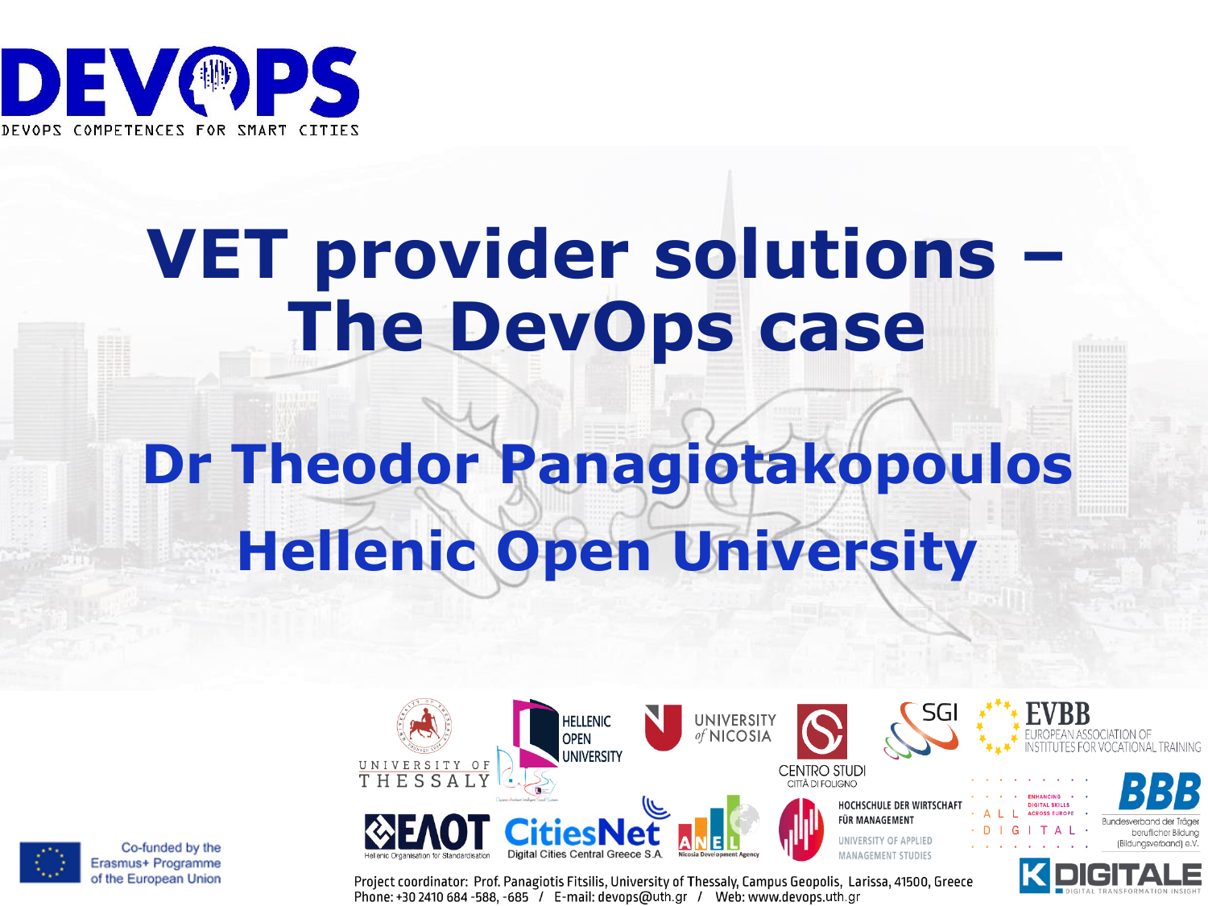DEVOPS

DEVOPS COMPETENCES FOR SMART CITIES

# VET provider solutions – The DevOps case

## Dr Theodor Panagiotakopoulos

## Hellenic Open University

Co-funded by the Erasmus+ Programme of the European Union

Project coordinator: Prof. Panagiotis Fitsilis, University of Thessaly, Campus Geopolis, Larissa, 41500, Greece
Phone: +30 2410 684 -588, -685 / E-mail: devops@uth.gr / Web: www.devops.uth.gr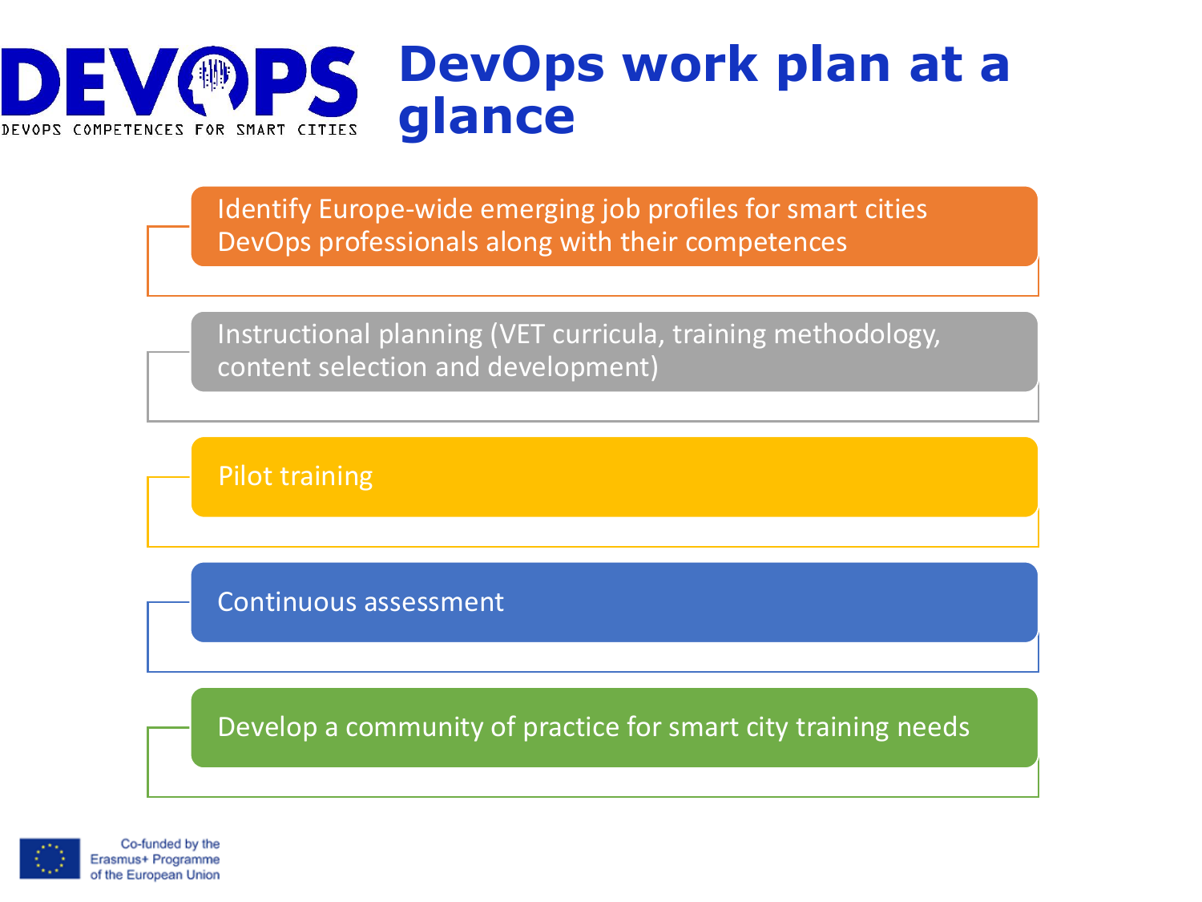# DevOps work plan at a glance

- Identify Europe-wide emerging job profiles for smart cities DevOps professionals along with their competences
- Instructional planning (VET curricula, training methodology, content selection and development)
- Pilot training
- Continuous assessment
- Develop a community of practice for smart city training needs

Co-funded by the Erasmus+ Programme of the European Union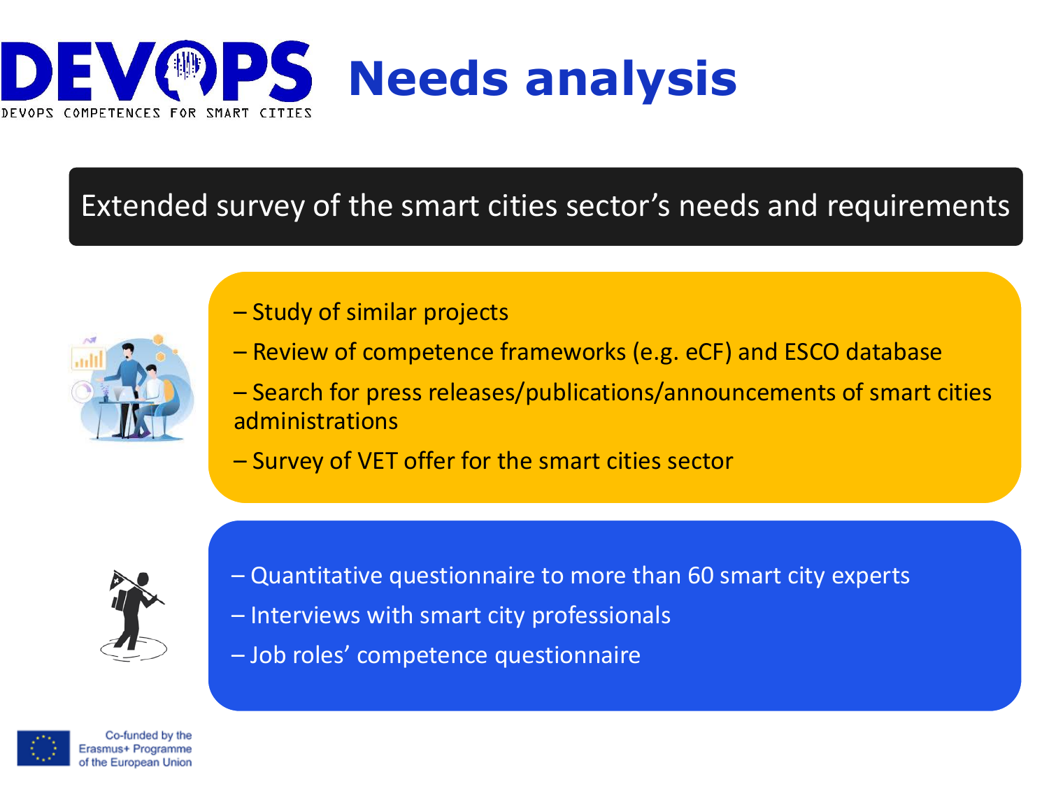# DEVOPS Needs analysis

DEVOPS COMPETENCES FOR SMART CITIES

## Extended survey of the smart cities sector's needs and requirements

– Study of similar projects

– Review of competence frameworks (e.g. eCF) and ESCO database

– Search for press releases/publications/announcements of smart cities administrations

– Survey of VET offer for the smart cities sector

– Quantitative questionnaire to more than 60 smart city experts

– Interviews with smart city professionals

– Job roles' competence questionnaire

Co-funded by the Erasmus+ Programme of the European Union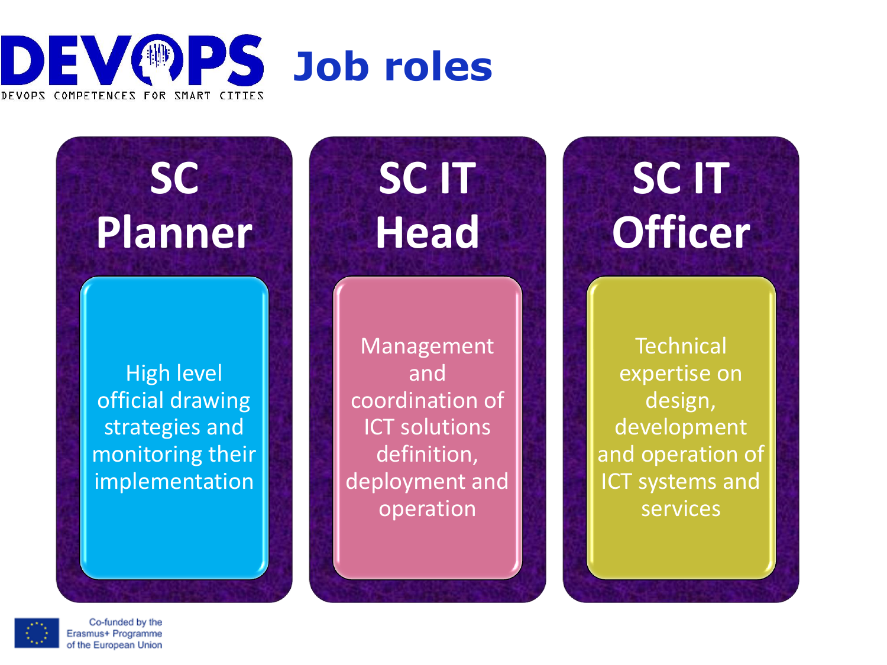# DEVOPS Job roles

DEVOPS COMPETENCES FOR SMART CITIES

## SC Planner

High level official drawing strategies and monitoring their implementation

## SC IT Head

Management and coordination of ICT solutions definition, deployment and operation

## SC IT Officer

Technical expertise on design, development and operation of ICT systems and services

Co-funded by the Erasmus+ Programme of the European Union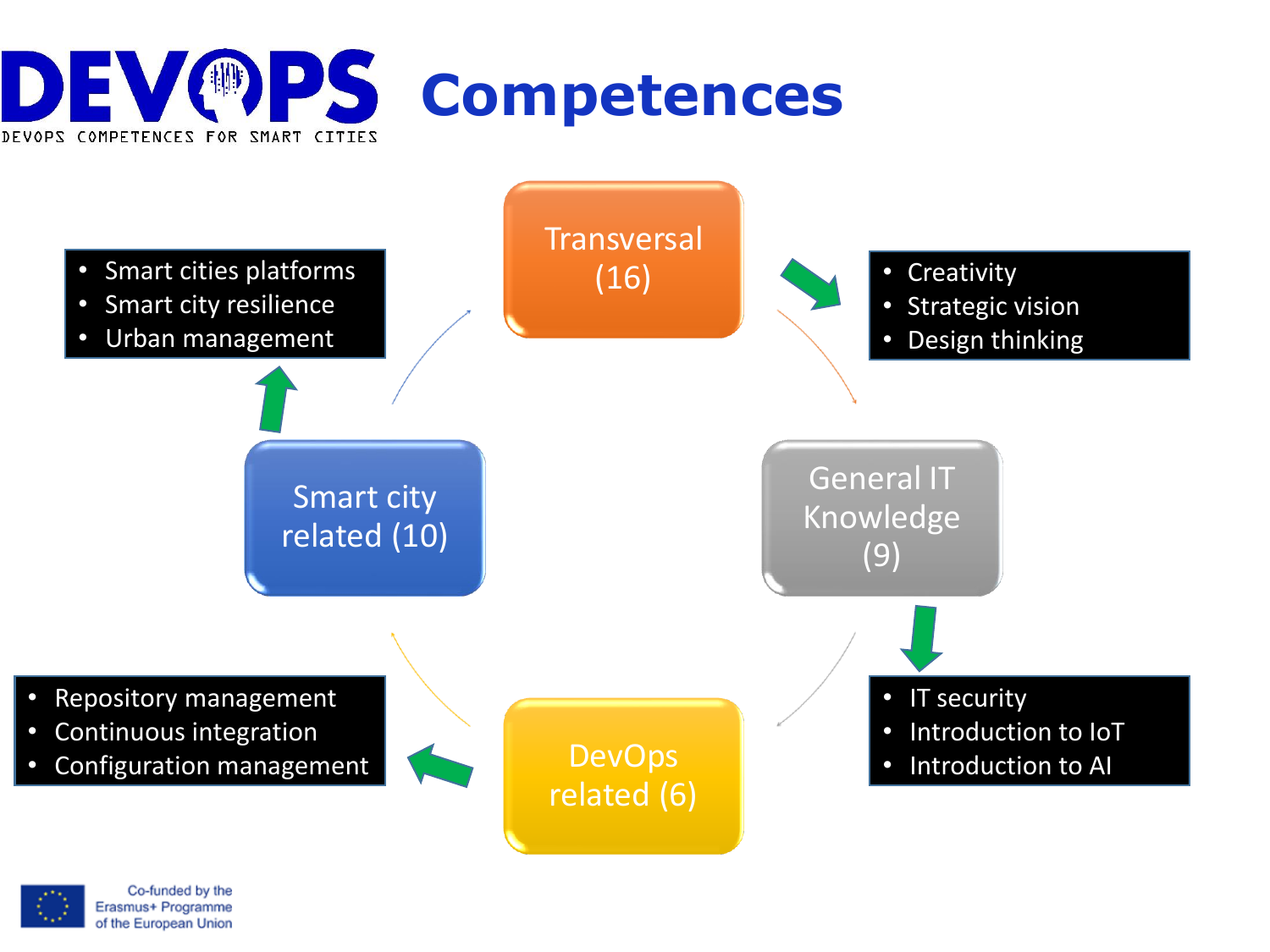# DEVOPS Competences

DEVOPS COMPETENCES FOR SMART CITIES

**Transversal (16)**

- Creativity
- Strategic vision
- Design thinking

**General IT Knowledge (9)**

- IT security
- Introduction to IoT
- Introduction to AI

**DevOps related (6)**

- Repository management
- Continuous integration
- Configuration management

**Smart city related (10)**

- Smart cities platforms
- Smart city resilience
- Urban management

Co-funded by the Erasmus+ Programme of the European Union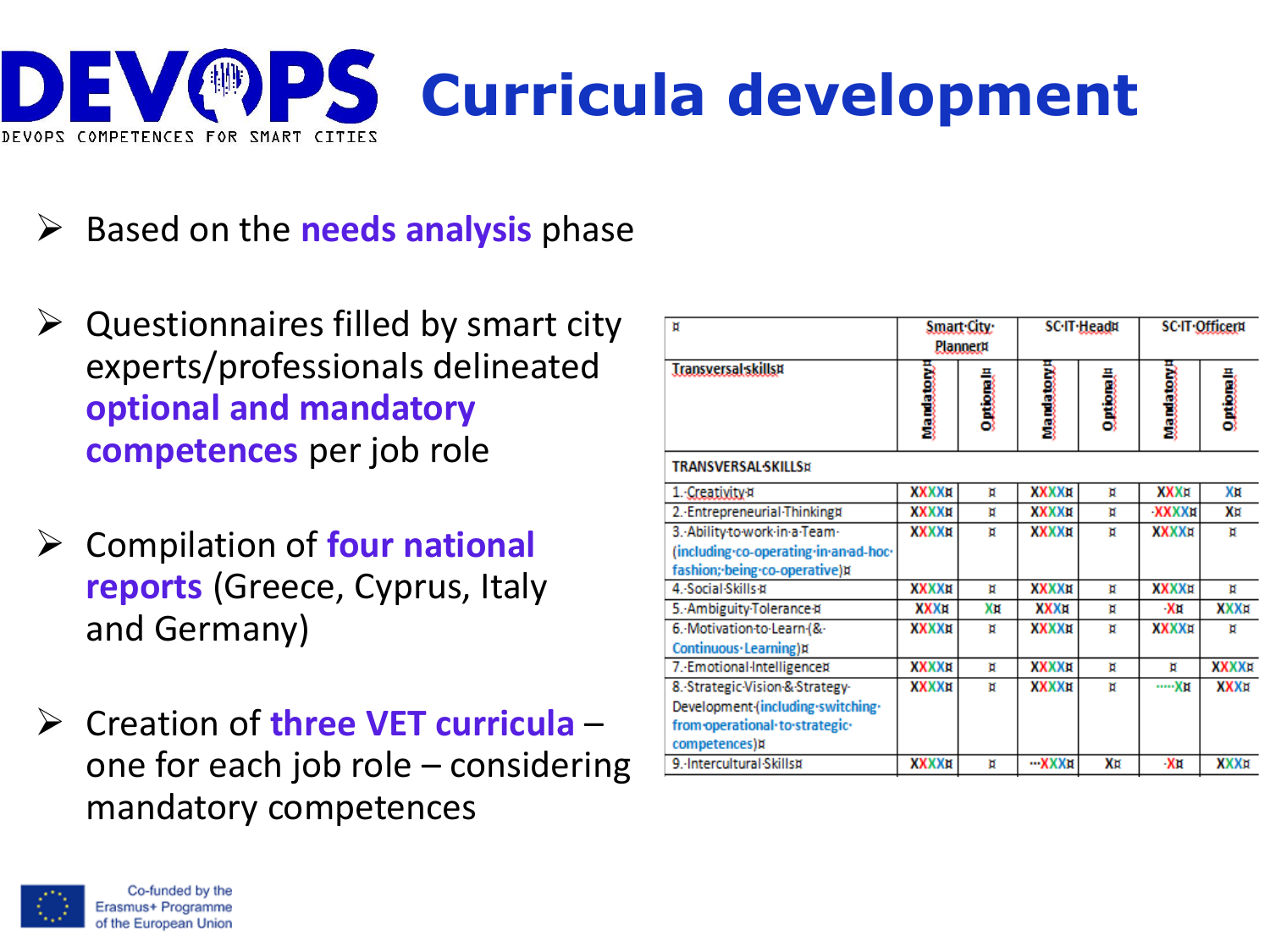# DEVOPS Curricula development

DEVOPS COMPETENCES FOR SMART CITIES

- Based on the **needs analysis** phase
- Questionnaires filled by smart city experts/professionals delineated **optional and mandatory competences** per job role
- Compilation of **four national reports** (Greece, Cyprus, Italy and Germany)
- Creation of **three VET curricula** – one for each job role – considering mandatory competences

| | Smart City Planner | | SC IT Head | | SC IT Officer | |
|---|---|---|---|---|---|---|
| Transversal skills | Mandatory | Optional | Mandatory | Optional | Mandatory | Optional |
| TRANSVERSAL SKILLS | | | | | | |
| 1. Creativity | XXXX | | XXXX | | XXX | X |
| 2. Entrepreneurial Thinking | XXXX | | XXXX | | XXXX | X |
| 3. Ability to work in a Team (including co-operating in an ad-hoc fashion; being co-operative) | XXXX | | XXXX | | XXXX | |
| 4. Social Skills | XXXX | | XXXX | | XXXX | |
| 5. Ambiguity Tolerance | XXX | X | XXX | | X | XXX |
| 6. Motivation to Learn (& Continuous Learning) | XXXX | | XXXX | | XXXX | |
| 7. Emotional Intelligence | XXXX | | XXXX | | | XXXX |
| 8. Strategic Vision & Strategy Development (including switching from operational to strategic competences) | XXXX | | XXXX | | X | XXX |
| 9. Intercultural Skills | XXXX | | XXX | X | X | XXX |

Co-funded by the Erasmus+ Programme of the European Union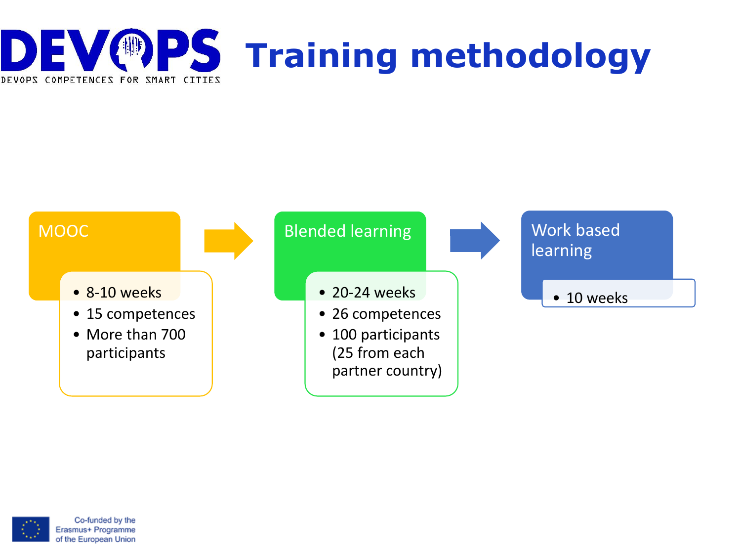# Training methodology

**MOOC**

- 8-10 weeks
- 15 competences
- More than 700 participants

**Blended learning**

- 20-24 weeks
- 26 competences
- 100 participants (25 from each partner country)

**Work based learning**

- 10 weeks

Co-funded by the Erasmus+ Programme of the European Union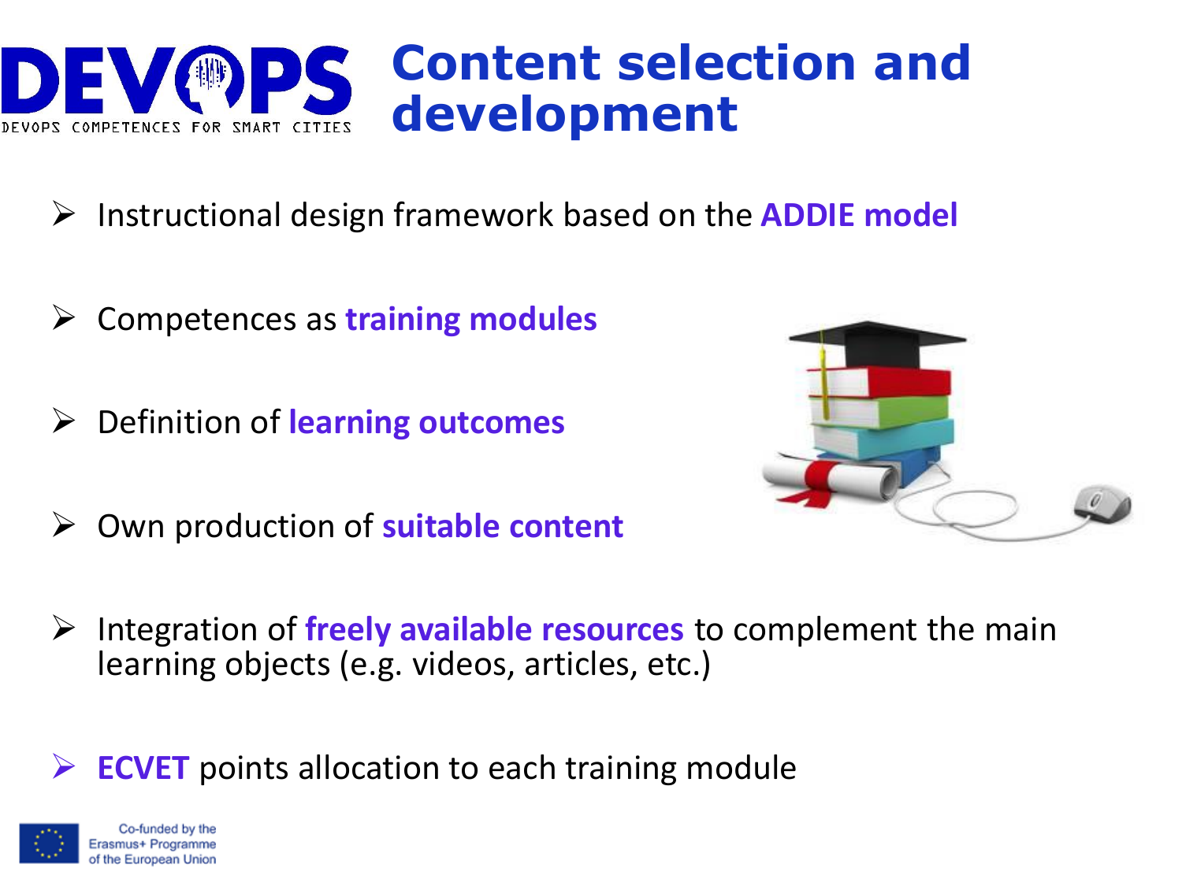# Content selection and development

- Instructional design framework based on the **ADDIE model**
- Competences as **training modules**
- Definition of **learning outcomes**
- Own production of **suitable content**
- Integration of **freely available resources** to complement the main learning objects (e.g. videos, articles, etc.)
- **ECVET** points allocation to each training module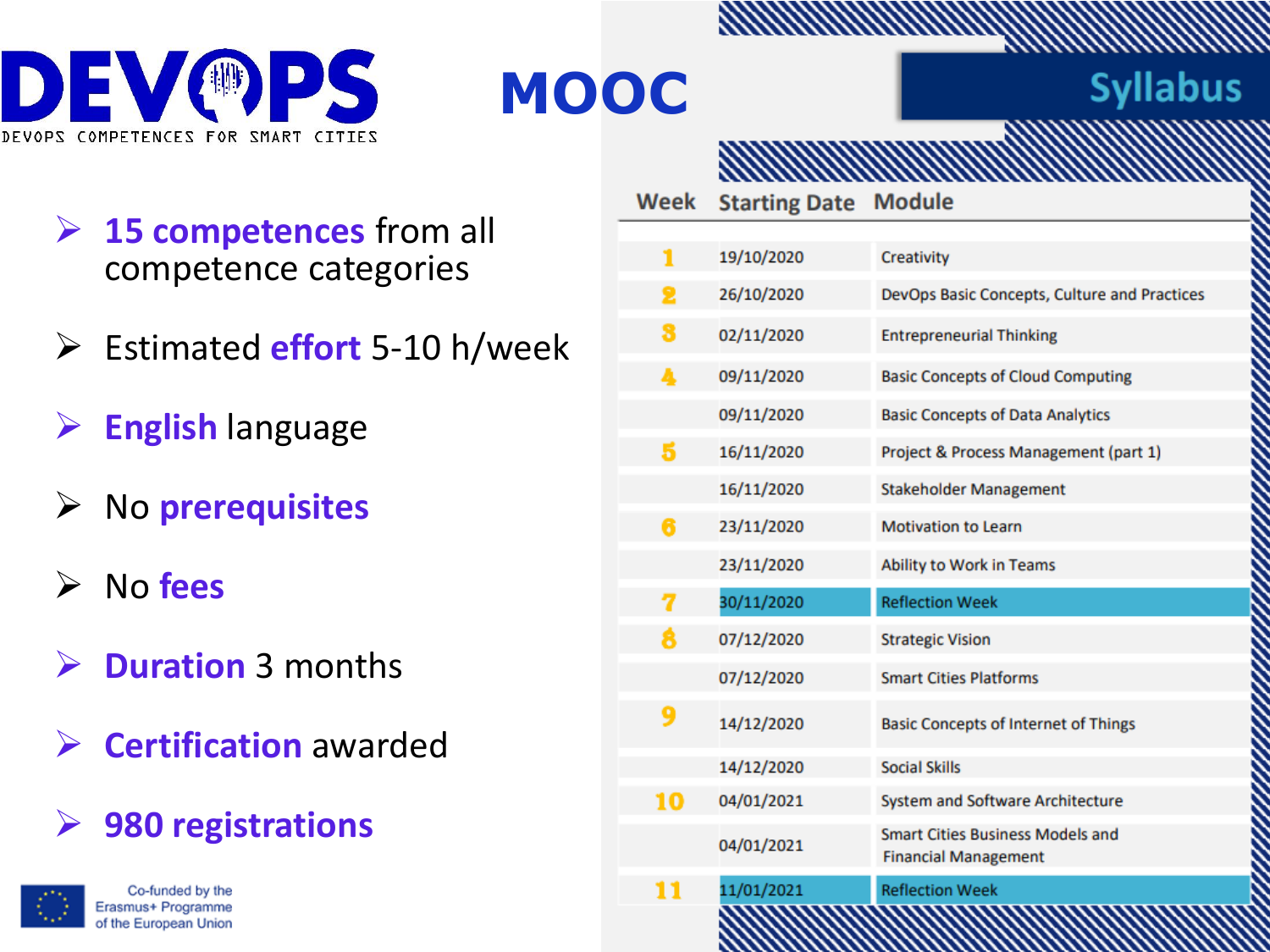# DEVOPS

DEVOPS COMPETENCES FOR SMART CITIES

# MOOC

- **15 competences** from all competence categories
- Estimated **effort** 5-10 h/week
- **English** language
- No **prerequisites**
- No **fees**
- **Duration** 3 months
- **Certification** awarded
- **980 registrations**

Co-funded by the Erasmus+ Programme of the European Union

## Syllabus

| Week | Starting Date | Module |
|---|---|---|
| 1 | 19/10/2020 | Creativity |
| 2 | 26/10/2020 | DevOps Basic Concepts, Culture and Practices |
| 3 | 02/11/2020 | Entrepreneurial Thinking |
| 4 | 09/11/2020 | Basic Concepts of Cloud Computing |
| | 09/11/2020 | Basic Concepts of Data Analytics |
| 5 | 16/11/2020 | Project & Process Management (part 1) |
| | 16/11/2020 | Stakeholder Management |
| 6 | 23/11/2020 | Motivation to Learn |
| | 23/11/2020 | Ability to Work in Teams |
| 7 | 30/11/2020 | Reflection Week |
| 8 | 07/12/2020 | Strategic Vision |
| | 07/12/2020 | Smart Cities Platforms |
| 9 | 14/12/2020 | Basic Concepts of Internet of Things |
| | 14/12/2020 | Social Skills |
| 10 | 04/01/2021 | System and Software Architecture |
| | 04/01/2021 | Smart Cities Business Models and Financial Management |
| 11 | 11/01/2021 | Reflection Week |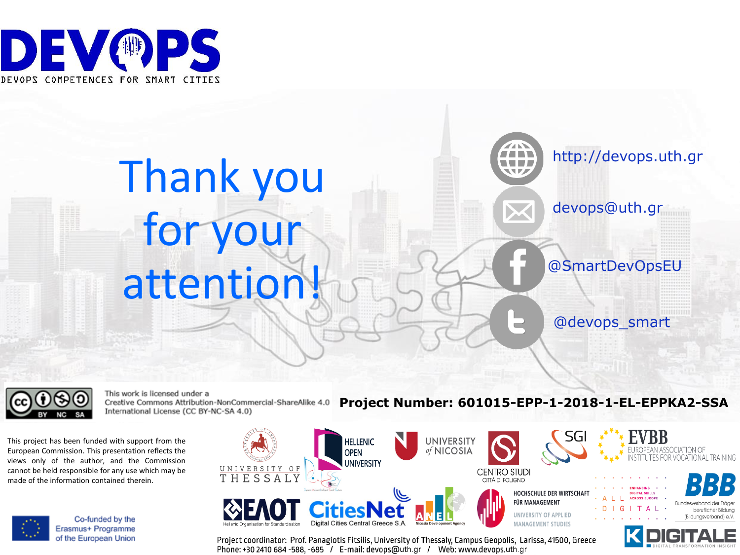# Thank you for your attention!

http://devops.uth.gr

devops@uth.gr

@SmartDevOpsEU

@devops_smart

This work is licensed under a Creative Commons Attribution-NonCommercial-ShareAlike 4.0 International License (CC BY-NC-SA 4.0)

**Project Number: 601015-EPP-1-2018-1-EL-EPPKA2-SSA**

This project has been funded with support from the European Commission. This presentation reflects the views only of the author, and the Commission cannot be held responsible for any use which may be made of the information contained therein.

Co-funded by the Erasmus+ Programme of the European Union

Project coordinator: Prof. Panagiotis Fitsilis, University of Thessaly, Campus Geopolis, Larissa, 41500, Greece
Phone: +30 2410 684 -588, -685 / E-mail: devops@uth.gr / Web: www.devops.uth.gr